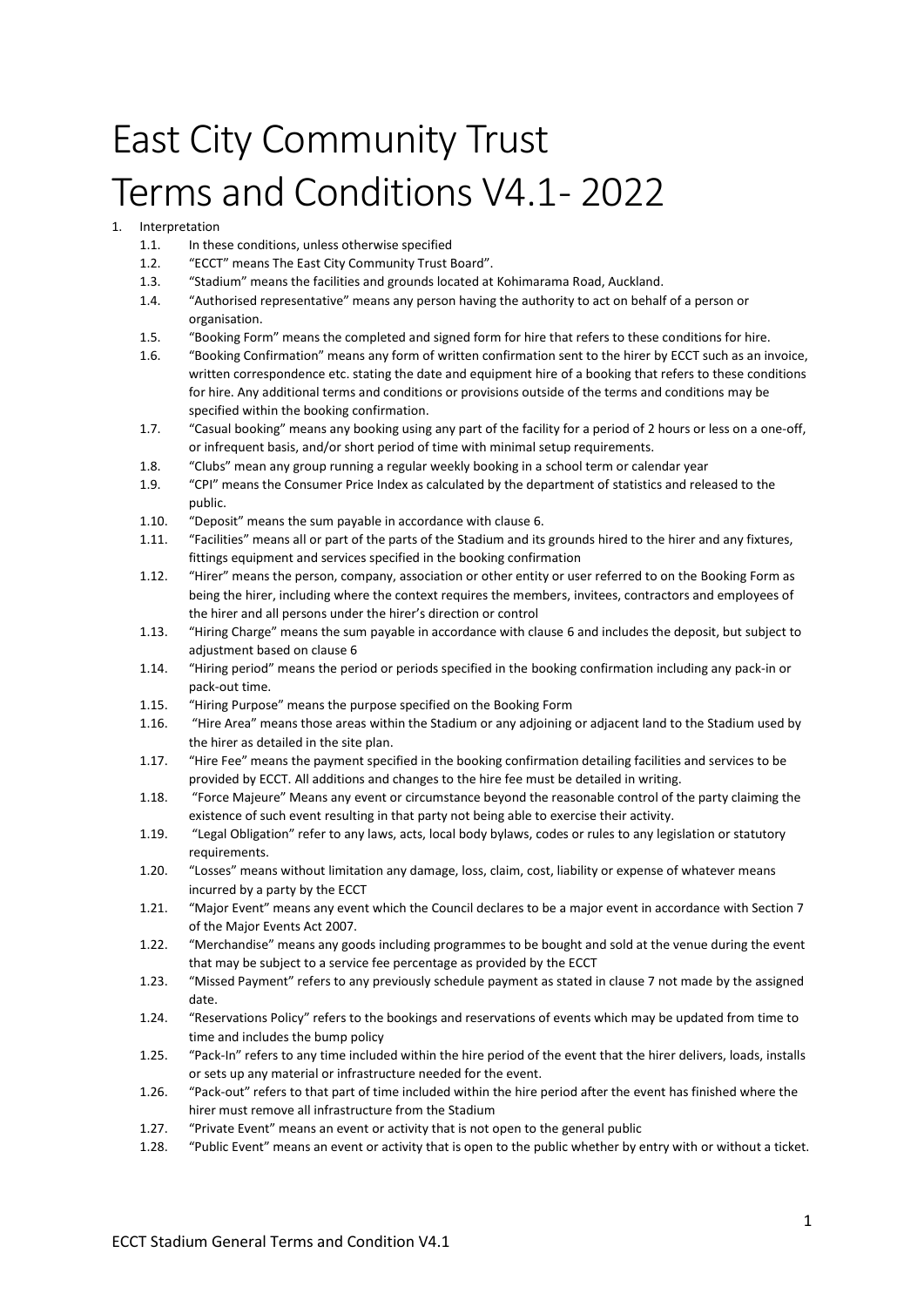# East City Community Trust Terms and Conditions V4.1- 2022

1. Interpretation
   - 1.1. In these conditions, unless otherwise specified
   - 1.2. "ECCT" means The East City Community Trust Board".
   - 1.3. "Stadium" means the facilities and grounds located at Kohimarama Road, Auckland.
   - 1.4. "Authorised representative" means any person having the authority to act on behalf of a person or organisation.
   - 1.5. "Booking Form" means the completed and signed form for hire that refers to these conditions for hire.
   - 1.6. "Booking Confirmation" means any form of written confirmation sent to the hirer by ECCT such as an invoice, written correspondence etc. stating the date and equipment hire of a booking that refers to these conditions for hire. Any additional terms and conditions or provisions outside of the terms and conditions may be specified within the booking confirmation.
   - 1.7. "Casual booking" means any booking using any part of the facility for a period of 2 hours or less on a one-off, or infrequent basis, and/or short period of time with minimal setup requirements.
   - 1.8. "Clubs" mean any group running a regular weekly booking in a school term or calendar year
   - 1.9. "CPI" means the Consumer Price Index as calculated by the department of statistics and released to the public.
   - 1.10. "Deposit" means the sum payable in accordance with clause 6.
   - 1.11. "Facilities" means all or part of the parts of the Stadium and its grounds hired to the hirer and any fixtures, fittings equipment and services specified in the booking confirmation
   - 1.12. "Hirer" means the person, company, association or other entity or user referred to on the Booking Form as being the hirer, including where the context requires the members, invitees, contractors and employees of the hirer and all persons under the hirer's direction or control
   - 1.13. "Hiring Charge" means the sum payable in accordance with clause 6 and includes the deposit, but subject to adjustment based on clause 6
   - 1.14. "Hiring period" means the period or periods specified in the booking confirmation including any pack-in or pack-out time.
   - 1.15. "Hiring Purpose" means the purpose specified on the Booking Form
   - 1.16. "Hire Area" means those areas within the Stadium or any adjoining or adjacent land to the Stadium used by the hirer as detailed in the site plan.
   - 1.17. "Hire Fee" means the payment specified in the booking confirmation detailing facilities and services to be provided by ECCT. All additions and changes to the hire fee must be detailed in writing.
   - 1.18. "Force Majeure" Means any event or circumstance beyond the reasonable control of the party claiming the existence of such event resulting in that party not being able to exercise their activity.
   - 1.19. "Legal Obligation" refer to any laws, acts, local body bylaws, codes or rules to any legislation or statutory requirements.
   - 1.20. "Losses" means without limitation any damage, loss, claim, cost, liability or expense of whatever means incurred by a party by the ECCT
   - 1.21. "Major Event" means any event which the Council declares to be a major event in accordance with Section 7 of the Major Events Act 2007.
   - 1.22. "Merchandise" means any goods including programmes to be bought and sold at the venue during the event that may be subject to a service fee percentage as provided by the ECCT
   - 1.23. "Missed Payment" refers to any previously schedule payment as stated in clause 7 not made by the assigned date.
   - 1.24. "Reservations Policy" refers to the bookings and reservations of events which may be updated from time to time and includes the bump policy
   - 1.25. "Pack-In" refers to any time included within the hire period of the event that the hirer delivers, loads, installs or sets up any material or infrastructure needed for the event.
   - 1.26. "Pack-out" refers to that part of time included within the hire period after the event has finished where the hirer must remove all infrastructure from the Stadium
   - 1.27. "Private Event" means an event or activity that is not open to the general public
   - 1.28. "Public Event" means an event or activity that is open to the public whether by entry with or without a ticket.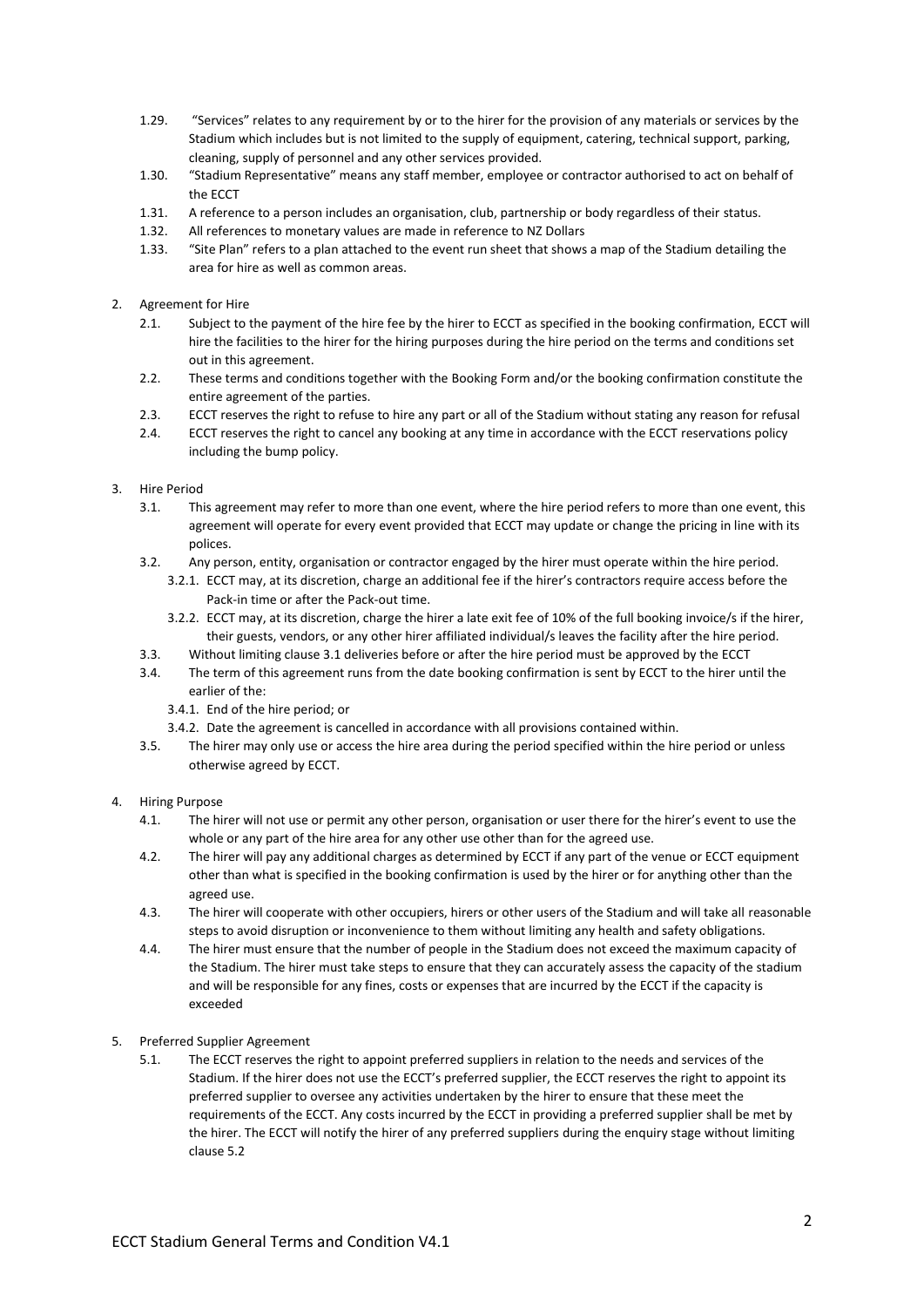1.29. "Services" relates to any requirement by or to the hirer for the provision of any materials or services by the Stadium which includes but is not limited to the supply of equipment, catering, technical support, parking, cleaning, supply of personnel and any other services provided.

1.30. "Stadium Representative" means any staff member, employee or contractor authorised to act on behalf of the ECCT

1.31. A reference to a person includes an organisation, club, partnership or body regardless of their status.

1.32. All references to monetary values are made in reference to NZ Dollars

1.33. "Site Plan" refers to a plan attached to the event run sheet that shows a map of the Stadium detailing the area for hire as well as common areas.

2. Agreement for Hire

2.1. Subject to the payment of the hire fee by the hirer to ECCT as specified in the booking confirmation, ECCT will hire the facilities to the hirer for the hiring purposes during the hire period on the terms and conditions set out in this agreement.

2.2. These terms and conditions together with the Booking Form and/or the booking confirmation constitute the entire agreement of the parties.

2.3. ECCT reserves the right to refuse to hire any part or all of the Stadium without stating any reason for refusal

2.4. ECCT reserves the right to cancel any booking at any time in accordance with the ECCT reservations policy including the bump policy.

3. Hire Period

3.1. This agreement may refer to more than one event, where the hire period refers to more than one event, this agreement will operate for every event provided that ECCT may update or change the pricing in line with its polices.

3.2. Any person, entity, organisation or contractor engaged by the hirer must operate within the hire period.

3.2.1. ECCT may, at its discretion, charge an additional fee if the hirer's contractors require access before the Pack-in time or after the Pack-out time.

3.2.2. ECCT may, at its discretion, charge the hirer a late exit fee of 10% of the full booking invoice/s if the hirer, their guests, vendors, or any other hirer affiliated individual/s leaves the facility after the hire period.

3.3. Without limiting clause 3.1 deliveries before or after the hire period must be approved by the ECCT

3.4. The term of this agreement runs from the date booking confirmation is sent by ECCT to the hirer until the earlier of the:

3.4.1. End of the hire period; or

3.4.2. Date the agreement is cancelled in accordance with all provisions contained within.

3.5. The hirer may only use or access the hire area during the period specified within the hire period or unless otherwise agreed by ECCT.

4. Hiring Purpose

4.1. The hirer will not use or permit any other person, organisation or user there for the hirer's event to use the whole or any part of the hire area for any other use other than for the agreed use.

4.2. The hirer will pay any additional charges as determined by ECCT if any part of the venue or ECCT equipment other than what is specified in the booking confirmation is used by the hirer or for anything other than the agreed use.

4.3. The hirer will cooperate with other occupiers, hirers or other users of the Stadium and will take all reasonable steps to avoid disruption or inconvenience to them without limiting any health and safety obligations.

4.4. The hirer must ensure that the number of people in the Stadium does not exceed the maximum capacity of the Stadium. The hirer must take steps to ensure that they can accurately assess the capacity of the stadium and will be responsible for any fines, costs or expenses that are incurred by the ECCT if the capacity is exceeded

5. Preferred Supplier Agreement

5.1. The ECCT reserves the right to appoint preferred suppliers in relation to the needs and services of the Stadium. If the hirer does not use the ECCT's preferred supplier, the ECCT reserves the right to appoint its preferred supplier to oversee any activities undertaken by the hirer to ensure that these meet the requirements of the ECCT. Any costs incurred by the ECCT in providing a preferred supplier shall be met by the hirer. The ECCT will notify the hirer of any preferred suppliers during the enquiry stage without limiting clause 5.2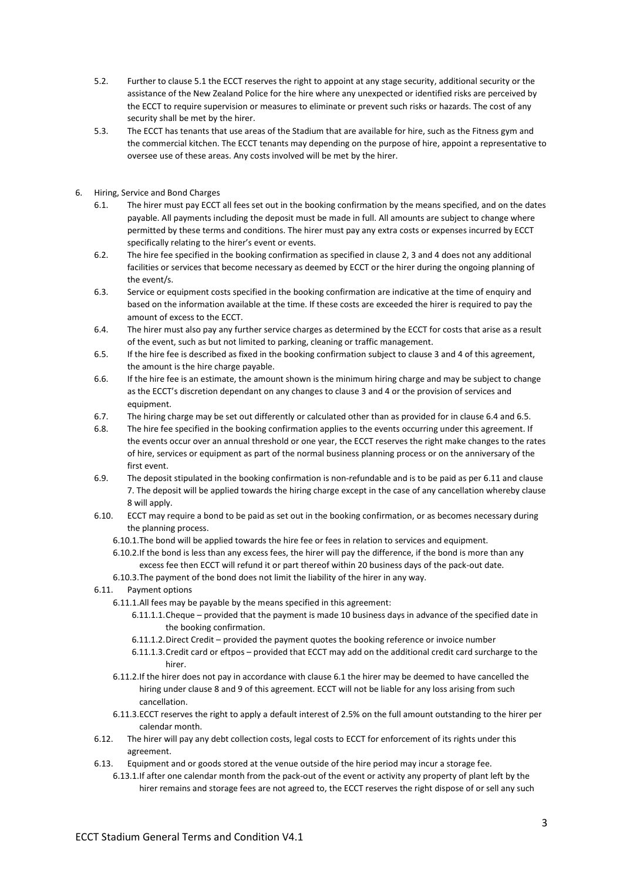5.2. Further to clause 5.1 the ECCT reserves the right to appoint at any stage security, additional security or the assistance of the New Zealand Police for the hire where any unexpected or identified risks are perceived by the ECCT to require supervision or measures to eliminate or prevent such risks or hazards. The cost of any security shall be met by the hirer.

5.3. The ECCT has tenants that use areas of the Stadium that are available for hire, such as the Fitness gym and the commercial kitchen. The ECCT tenants may depending on the purpose of hire, appoint a representative to oversee use of these areas. Any costs involved will be met by the hirer.

6. Hiring, Service and Bond Charges

6.1. The hirer must pay ECCT all fees set out in the booking confirmation by the means specified, and on the dates payable. All payments including the deposit must be made in full. All amounts are subject to change where permitted by these terms and conditions. The hirer must pay any extra costs or expenses incurred by ECCT specifically relating to the hirer's event or events.

6.2. The hire fee specified in the booking confirmation as specified in clause 2, 3 and 4 does not any additional facilities or services that become necessary as deemed by ECCT or the hirer during the ongoing planning of the event/s.

6.3. Service or equipment costs specified in the booking confirmation are indicative at the time of enquiry and based on the information available at the time. If these costs are exceeded the hirer is required to pay the amount of excess to the ECCT.

6.4. The hirer must also pay any further service charges as determined by the ECCT for costs that arise as a result of the event, such as but not limited to parking, cleaning or traffic management.

6.5. If the hire fee is described as fixed in the booking confirmation subject to clause 3 and 4 of this agreement, the amount is the hire charge payable.

6.6. If the hire fee is an estimate, the amount shown is the minimum hiring charge and may be subject to change as the ECCT's discretion dependant on any changes to clause 3 and 4 or the provision of services and equipment.

6.7. The hiring charge may be set out differently or calculated other than as provided for in clause 6.4 and 6.5.

6.8. The hire fee specified in the booking confirmation applies to the events occurring under this agreement. If the events occur over an annual threshold or one year, the ECCT reserves the right make changes to the rates of hire, services or equipment as part of the normal business planning process or on the anniversary of the first event.

6.9. The deposit stipulated in the booking confirmation is non-refundable and is to be paid as per 6.11 and clause 7. The deposit will be applied towards the hiring charge except in the case of any cancellation whereby clause 8 will apply.

6.10. ECCT may require a bond to be paid as set out in the booking confirmation, or as becomes necessary during the planning process.

6.10.1. The bond will be applied towards the hire fee or fees in relation to services and equipment.

6.10.2. If the bond is less than any excess fees, the hirer will pay the difference, if the bond is more than any excess fee then ECCT will refund it or part thereof within 20 business days of the pack-out date.

6.10.3. The payment of the bond does not limit the liability of the hirer in any way.

6.11. Payment options

6.11.1. All fees may be payable by the means specified in this agreement:

6.11.1.1. Cheque – provided that the payment is made 10 business days in advance of the specified date in the booking confirmation.

6.11.1.2. Direct Credit – provided the payment quotes the booking reference or invoice number

6.11.1.3. Credit card or eftpos – provided that ECCT may add on the additional credit card surcharge to the hirer.

6.11.2. If the hirer does not pay in accordance with clause 6.1 the hirer may be deemed to have cancelled the hiring under clause 8 and 9 of this agreement. ECCT will not be liable for any loss arising from such cancellation.

6.11.3. ECCT reserves the right to apply a default interest of 2.5% on the full amount outstanding to the hirer per calendar month.

6.12. The hirer will pay any debt collection costs, legal costs to ECCT for enforcement of its rights under this agreement.

6.13. Equipment and or goods stored at the venue outside of the hire period may incur a storage fee.

6.13.1. If after one calendar month from the pack-out of the event or activity any property of plant left by the hirer remains and storage fees are not agreed to, the ECCT reserves the right dispose of or sell any such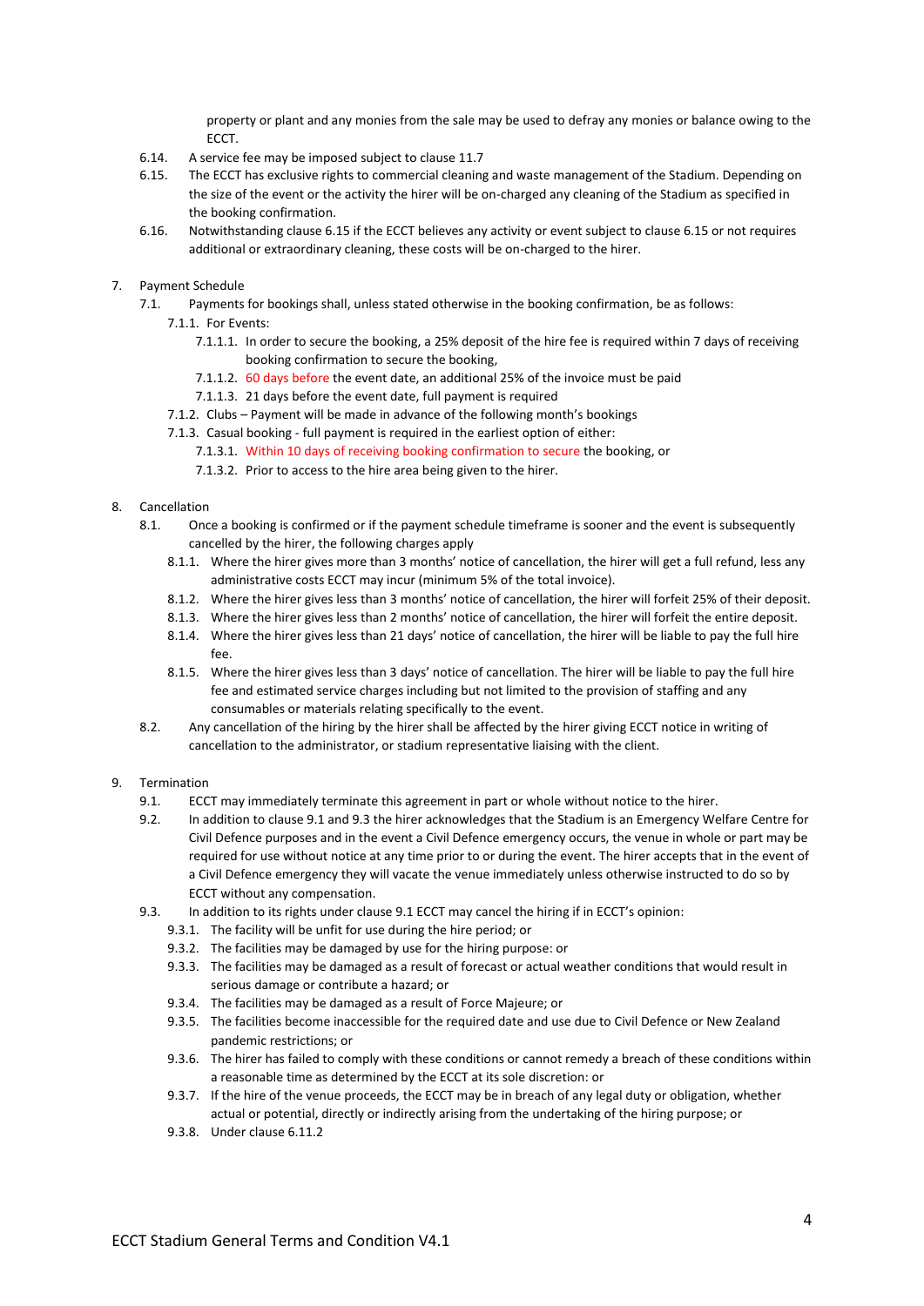property or plant and any monies from the sale may be used to defray any monies or balance owing to the ECCT.

6.14. A service fee may be imposed subject to clause 11.7

6.15. The ECCT has exclusive rights to commercial cleaning and waste management of the Stadium. Depending on the size of the event or the activity the hirer will be on-charged any cleaning of the Stadium as specified in the booking confirmation.

6.16. Notwithstanding clause 6.15 if the ECCT believes any activity or event subject to clause 6.15 or not requires additional or extraordinary cleaning, these costs will be on-charged to the hirer.

7. Payment Schedule
    - 7.1. Payments for bookings shall, unless stated otherwise in the booking confirmation, be as follows:
        - 7.1.1. For Events:
            - 7.1.1.1. In order to secure the booking, a 25% deposit of the hire fee is required within 7 days of receiving booking confirmation to secure the booking,
            - 7.1.1.2. 60 days before the event date, an additional 25% of the invoice must be paid
            - 7.1.1.3. 21 days before the event date, full payment is required
        - 7.1.2. Clubs – Payment will be made in advance of the following month's bookings
        - 7.1.3. Casual booking - full payment is required in the earliest option of either:
            - 7.1.3.1. Within 10 days of receiving booking confirmation to secure the booking, or
            - 7.1.3.2. Prior to access to the hire area being given to the hirer.

8. Cancellation
    - 8.1. Once a booking is confirmed or if the payment schedule timeframe is sooner and the event is subsequently cancelled by the hirer, the following charges apply
        - 8.1.1. Where the hirer gives more than 3 months' notice of cancellation, the hirer will get a full refund, less any administrative costs ECCT may incur (minimum 5% of the total invoice).
        - 8.1.2. Where the hirer gives less than 3 months' notice of cancellation, the hirer will forfeit 25% of their deposit.
        - 8.1.3. Where the hirer gives less than 2 months' notice of cancellation, the hirer will forfeit the entire deposit.
        - 8.1.4. Where the hirer gives less than 21 days' notice of cancellation, the hirer will be liable to pay the full hire fee.
        - 8.1.5. Where the hirer gives less than 3 days' notice of cancellation. The hirer will be liable to pay the full hire fee and estimated service charges including but not limited to the provision of staffing and any consumables or materials relating specifically to the event.
    - 8.2. Any cancellation of the hiring by the hirer shall be affected by the hirer giving ECCT notice in writing of cancellation to the administrator, or stadium representative liaising with the client.

9. Termination
    - 9.1. ECCT may immediately terminate this agreement in part or whole without notice to the hirer.
    - 9.2. In addition to clause 9.1 and 9.3 the hirer acknowledges that the Stadium is an Emergency Welfare Centre for Civil Defence purposes and in the event a Civil Defence emergency occurs, the venue in whole or part may be required for use without notice at any time prior to or during the event. The hirer accepts that in the event of a Civil Defence emergency they will vacate the venue immediately unless otherwise instructed to do so by ECCT without any compensation.
    - 9.3. In addition to its rights under clause 9.1 ECCT may cancel the hiring if in ECCT's opinion:
        - 9.3.1. The facility will be unfit for use during the hire period; or
        - 9.3.2. The facilities may be damaged by use for the hiring purpose: or
        - 9.3.3. The facilities may be damaged as a result of forecast or actual weather conditions that would result in serious damage or contribute a hazard; or
        - 9.3.4. The facilities may be damaged as a result of Force Majeure; or
        - 9.3.5. The facilities become inaccessible for the required date and use due to Civil Defence or New Zealand pandemic restrictions; or
        - 9.3.6. The hirer has failed to comply with these conditions or cannot remedy a breach of these conditions within a reasonable time as determined by the ECCT at its sole discretion: or
        - 9.3.7. If the hire of the venue proceeds, the ECCT may be in breach of any legal duty or obligation, whether actual or potential, directly or indirectly arising from the undertaking of the hiring purpose; or
        - 9.3.8. Under clause 6.11.2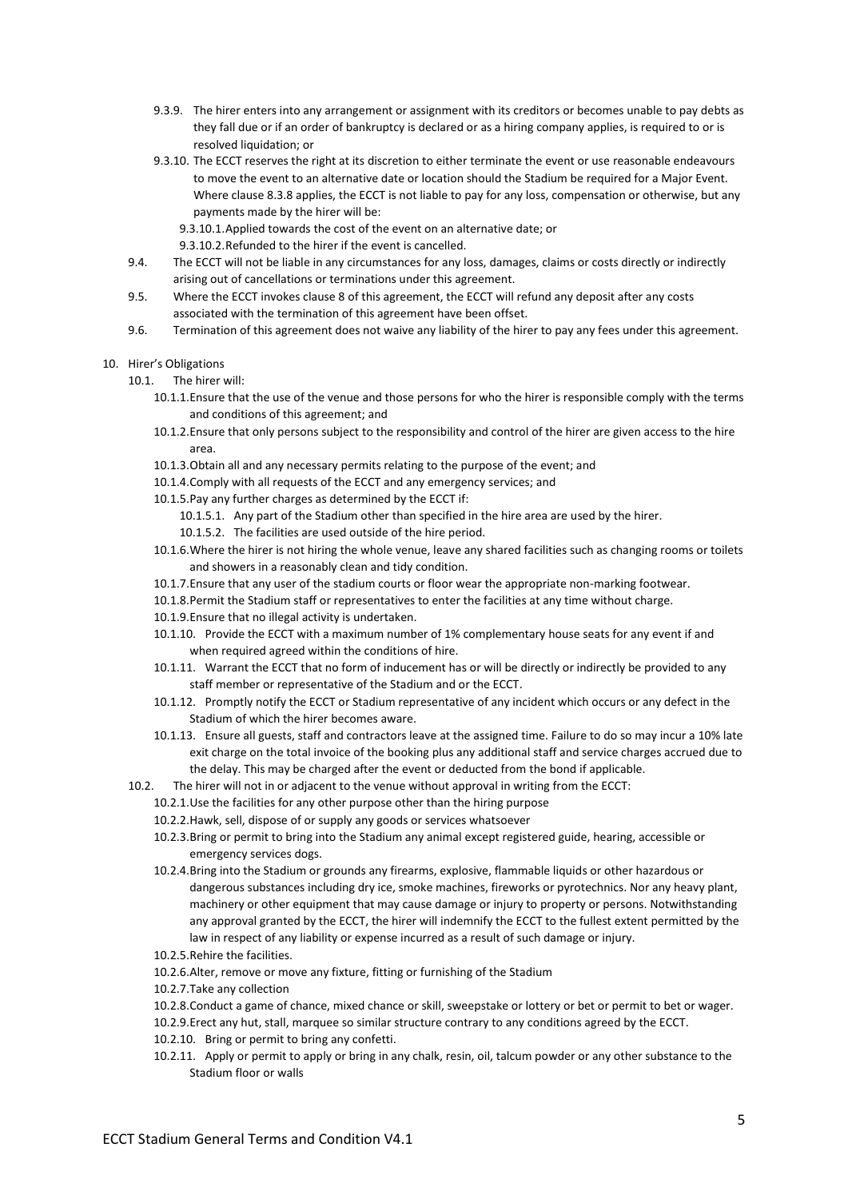9.3.9. The hirer enters into any arrangement or assignment with its creditors or becomes unable to pay debts as they fall due or if an order of bankruptcy is declared or as a hiring company applies, is required to or is resolved liquidation; or

9.3.10. The ECCT reserves the right at its discretion to either terminate the event or use reasonable endeavours to move the event to an alternative date or location should the Stadium be required for a Major Event. Where clause 8.3.8 applies, the ECCT is not liable to pay for any loss, compensation or otherwise, but any payments made by the hirer will be:

9.3.10.1. Applied towards the cost of the event on an alternative date; or

9.3.10.2. Refunded to the hirer if the event is cancelled.

9.4. The ECCT will not be liable in any circumstances for any loss, damages, claims or costs directly or indirectly arising out of cancellations or terminations under this agreement.

9.5. Where the ECCT invokes clause 8 of this agreement, the ECCT will refund any deposit after any costs associated with the termination of this agreement have been offset.

9.6. Termination of this agreement does not waive any liability of the hirer to pay any fees under this agreement.

10. Hirer's Obligations

10.1. The hirer will:

10.1.1. Ensure that the use of the venue and those persons for who the hirer is responsible comply with the terms and conditions of this agreement; and

10.1.2. Ensure that only persons subject to the responsibility and control of the hirer are given access to the hire area.

10.1.3. Obtain all and any necessary permits relating to the purpose of the event; and

10.1.4. Comply with all requests of the ECCT and any emergency services; and

10.1.5. Pay any further charges as determined by the ECCT if:

10.1.5.1. Any part of the Stadium other than specified in the hire area are used by the hirer.

10.1.5.2. The facilities are used outside of the hire period.

10.1.6. Where the hirer is not hiring the whole venue, leave any shared facilities such as changing rooms or toilets and showers in a reasonably clean and tidy condition.

10.1.7. Ensure that any user of the stadium courts or floor wear the appropriate non-marking footwear.

10.1.8. Permit the Stadium staff or representatives to enter the facilities at any time without charge.

10.1.9. Ensure that no illegal activity is undertaken.

10.1.10. Provide the ECCT with a maximum number of 1% complementary house seats for any event if and when required agreed within the conditions of hire.

10.1.11. Warrant the ECCT that no form of inducement has or will be directly or indirectly be provided to any staff member or representative of the Stadium and or the ECCT.

10.1.12. Promptly notify the ECCT or Stadium representative of any incident which occurs or any defect in the Stadium of which the hirer becomes aware.

10.1.13. Ensure all guests, staff and contractors leave at the assigned time. Failure to do so may incur a 10% late exit charge on the total invoice of the booking plus any additional staff and service charges accrued due to the delay. This may be charged after the event or deducted from the bond if applicable.

10.2. The hirer will not in or adjacent to the venue without approval in writing from the ECCT:

10.2.1. Use the facilities for any other purpose other than the hiring purpose

10.2.2. Hawk, sell, dispose of or supply any goods or services whatsoever

10.2.3. Bring or permit to bring into the Stadium any animal except registered guide, hearing, accessible or emergency services dogs.

10.2.4. Bring into the Stadium or grounds any firearms, explosive, flammable liquids or other hazardous or dangerous substances including dry ice, smoke machines, fireworks or pyrotechnics. Nor any heavy plant, machinery or other equipment that may cause damage or injury to property or persons. Notwithstanding any approval granted by the ECCT, the hirer will indemnify the ECCT to the fullest extent permitted by the law in respect of any liability or expense incurred as a result of such damage or injury.

10.2.5. Rehire the facilities.

10.2.6. Alter, remove or move any fixture, fitting or furnishing of the Stadium

10.2.7. Take any collection

10.2.8. Conduct a game of chance, mixed chance or skill, sweepstake or lottery or bet or permit to bet or wager.

10.2.9. Erect any hut, stall, marquee so similar structure contrary to any conditions agreed by the ECCT.

10.2.10. Bring or permit to bring any confetti.

10.2.11. Apply or permit to apply or bring in any chalk, resin, oil, talcum powder or any other substance to the Stadium floor or walls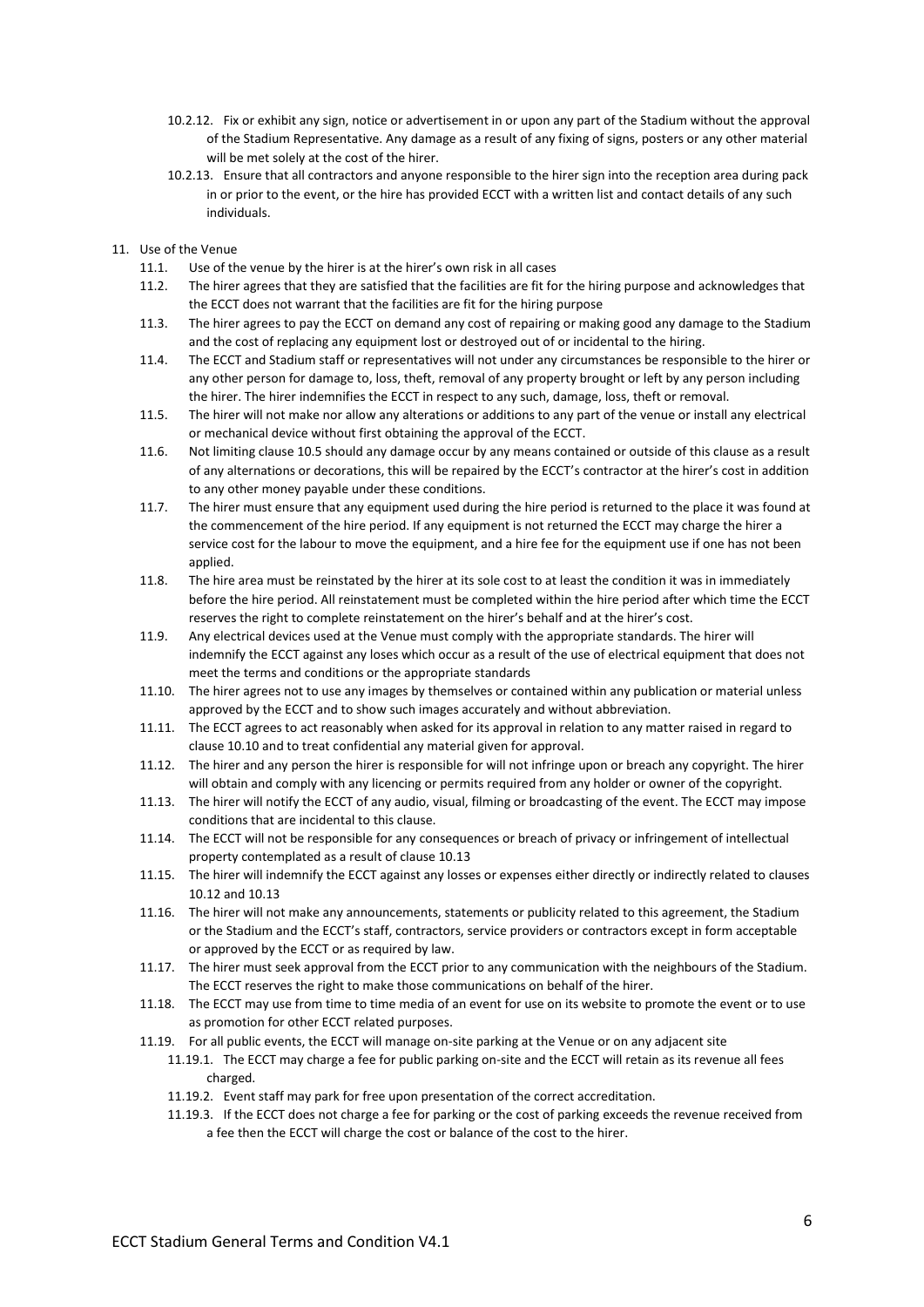10.2.12. Fix or exhibit any sign, notice or advertisement in or upon any part of the Stadium without the approval of the Stadium Representative. Any damage as a result of any fixing of signs, posters or any other material will be met solely at the cost of the hirer.

10.2.13. Ensure that all contractors and anyone responsible to the hirer sign into the reception area during pack in or prior to the event, or the hire has provided ECCT with a written list and contact details of any such individuals.

11. Use of the Venue

11.1. Use of the venue by the hirer is at the hirer's own risk in all cases

11.2. The hirer agrees that they are satisfied that the facilities are fit for the hiring purpose and acknowledges that the ECCT does not warrant that the facilities are fit for the hiring purpose

11.3. The hirer agrees to pay the ECCT on demand any cost of repairing or making good any damage to the Stadium and the cost of replacing any equipment lost or destroyed out of or incidental to the hiring.

11.4. The ECCT and Stadium staff or representatives will not under any circumstances be responsible to the hirer or any other person for damage to, loss, theft, removal of any property brought or left by any person including the hirer. The hirer indemnifies the ECCT in respect to any such, damage, loss, theft or removal.

11.5. The hirer will not make nor allow any alterations or additions to any part of the venue or install any electrical or mechanical device without first obtaining the approval of the ECCT.

11.6. Not limiting clause 10.5 should any damage occur by any means contained or outside of this clause as a result of any alternations or decorations, this will be repaired by the ECCT's contractor at the hirer's cost in addition to any other money payable under these conditions.

11.7. The hirer must ensure that any equipment used during the hire period is returned to the place it was found at the commencement of the hire period. If any equipment is not returned the ECCT may charge the hirer a service cost for the labour to move the equipment, and a hire fee for the equipment use if one has not been applied.

11.8. The hire area must be reinstated by the hirer at its sole cost to at least the condition it was in immediately before the hire period. All reinstatement must be completed within the hire period after which time the ECCT reserves the right to complete reinstatement on the hirer's behalf and at the hirer's cost.

11.9. Any electrical devices used at the Venue must comply with the appropriate standards. The hirer will indemnify the ECCT against any loses which occur as a result of the use of electrical equipment that does not meet the terms and conditions or the appropriate standards

11.10. The hirer agrees not to use any images by themselves or contained within any publication or material unless approved by the ECCT and to show such images accurately and without abbreviation.

11.11. The ECCT agrees to act reasonably when asked for its approval in relation to any matter raised in regard to clause 10.10 and to treat confidential any material given for approval.

11.12. The hirer and any person the hirer is responsible for will not infringe upon or breach any copyright. The hirer will obtain and comply with any licencing or permits required from any holder or owner of the copyright.

11.13. The hirer will notify the ECCT of any audio, visual, filming or broadcasting of the event. The ECCT may impose conditions that are incidental to this clause.

11.14. The ECCT will not be responsible for any consequences or breach of privacy or infringement of intellectual property contemplated as a result of clause 10.13

11.15. The hirer will indemnify the ECCT against any losses or expenses either directly or indirectly related to clauses 10.12 and 10.13

11.16. The hirer will not make any announcements, statements or publicity related to this agreement, the Stadium or the Stadium and the ECCT's staff, contractors, service providers or contractors except in form acceptable or approved by the ECCT or as required by law.

11.17. The hirer must seek approval from the ECCT prior to any communication with the neighbours of the Stadium. The ECCT reserves the right to make those communications on behalf of the hirer.

11.18. The ECCT may use from time to time media of an event for use on its website to promote the event or to use as promotion for other ECCT related purposes.

11.19. For all public events, the ECCT will manage on-site parking at the Venue or on any adjacent site

11.19.1. The ECCT may charge a fee for public parking on-site and the ECCT will retain as its revenue all fees charged.

11.19.2. Event staff may park for free upon presentation of the correct accreditation.

11.19.3. If the ECCT does not charge a fee for parking or the cost of parking exceeds the revenue received from a fee then the ECCT will charge the cost or balance of the cost to the hirer.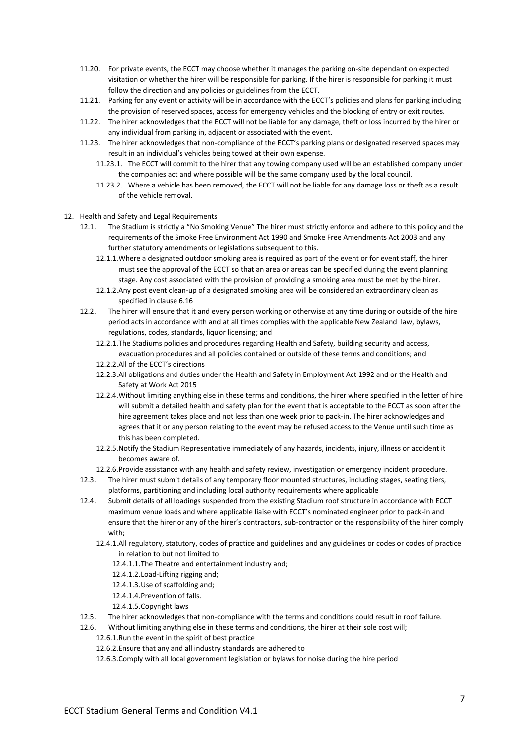- 11.20. For private events, the ECCT may choose whether it manages the parking on-site dependant on expected visitation or whether the hirer will be responsible for parking. If the hirer is responsible for parking it must follow the direction and any policies or guidelines from the ECCT.
- 11.21. Parking for any event or activity will be in accordance with the ECCT's policies and plans for parking including the provision of reserved spaces, access for emergency vehicles and the blocking of entry or exit routes.
- 11.22. The hirer acknowledges that the ECCT will not be liable for any damage, theft or loss incurred by the hirer or any individual from parking in, adjacent or associated with the event.
- 11.23. The hirer acknowledges that non-compliance of the ECCT's parking plans or designated reserved spaces may result in an individual's vehicles being towed at their own expense.
  - 11.23.1. The ECCT will commit to the hirer that any towing company used will be an established company under the companies act and where possible will be the same company used by the local council.
  - 11.23.2. Where a vehicle has been removed, the ECCT will not be liable for any damage loss or theft as a result of the vehicle removal.

12. Health and Safety and Legal Requirements
- 12.1. The Stadium is strictly a "No Smoking Venue" The hirer must strictly enforce and adhere to this policy and the requirements of the Smoke Free Environment Act 1990 and Smoke Free Amendments Act 2003 and any further statutory amendments or legislations subsequent to this.
  - 12.1.1. Where a designated outdoor smoking area is required as part of the event or for event staff, the hirer must see the approval of the ECCT so that an area or areas can be specified during the event planning stage. Any cost associated with the provision of providing a smoking area must be met by the hirer.
  - 12.1.2. Any post event clean-up of a designated smoking area will be considered an extraordinary clean as specified in clause 6.16
- 12.2. The hirer will ensure that it and every person working or otherwise at any time during or outside of the hire period acts in accordance with and at all times complies with the applicable New Zealand law, bylaws, regulations, codes, standards, liquor licensing; and
  - 12.2.1. The Stadiums policies and procedures regarding Health and Safety, building security and access, evacuation procedures and all policies contained or outside of these terms and conditions; and
  - 12.2.2. All of the ECCT's directions
  - 12.2.3. All obligations and duties under the Health and Safety in Employment Act 1992 and or the Health and Safety at Work Act 2015
  - 12.2.4. Without limiting anything else in these terms and conditions, the hirer where specified in the letter of hire will submit a detailed health and safety plan for the event that is acceptable to the ECCT as soon after the hire agreement takes place and not less than one week prior to pack-in. The hirer acknowledges and agrees that it or any person relating to the event may be refused access to the Venue until such time as this has been completed.
  - 12.2.5. Notify the Stadium Representative immediately of any hazards, incidents, injury, illness or accident it becomes aware of.
  - 12.2.6. Provide assistance with any health and safety review, investigation or emergency incident procedure.
- 12.3. The hirer must submit details of any temporary floor mounted structures, including stages, seating tiers, platforms, partitioning and including local authority requirements where applicable
- 12.4. Submit details of all loadings suspended from the existing Stadium roof structure in accordance with ECCT maximum venue loads and where applicable liaise with ECCT's nominated engineer prior to pack-in and ensure that the hirer or any of the hirer's contractors, sub-contractor or the responsibility of the hirer comply with;
  - 12.4.1. All regulatory, statutory, codes of practice and guidelines and any guidelines or codes or codes of practice in relation to but not limited to
    - 12.4.1.1. The Theatre and entertainment industry and;
    - 12.4.1.2. Load-Lifting rigging and;
    - 12.4.1.3. Use of scaffolding and;
    - 12.4.1.4. Prevention of falls.
    - 12.4.1.5. Copyright laws
- 12.5. The hirer acknowledges that non-compliance with the terms and conditions could result in roof failure.
- 12.6. Without limiting anything else in these terms and conditions, the hirer at their sole cost will;
  - 12.6.1. Run the event in the spirit of best practice
  - 12.6.2. Ensure that any and all industry standards are adhered to
  - 12.6.3. Comply with all local government legislation or bylaws for noise during the hire period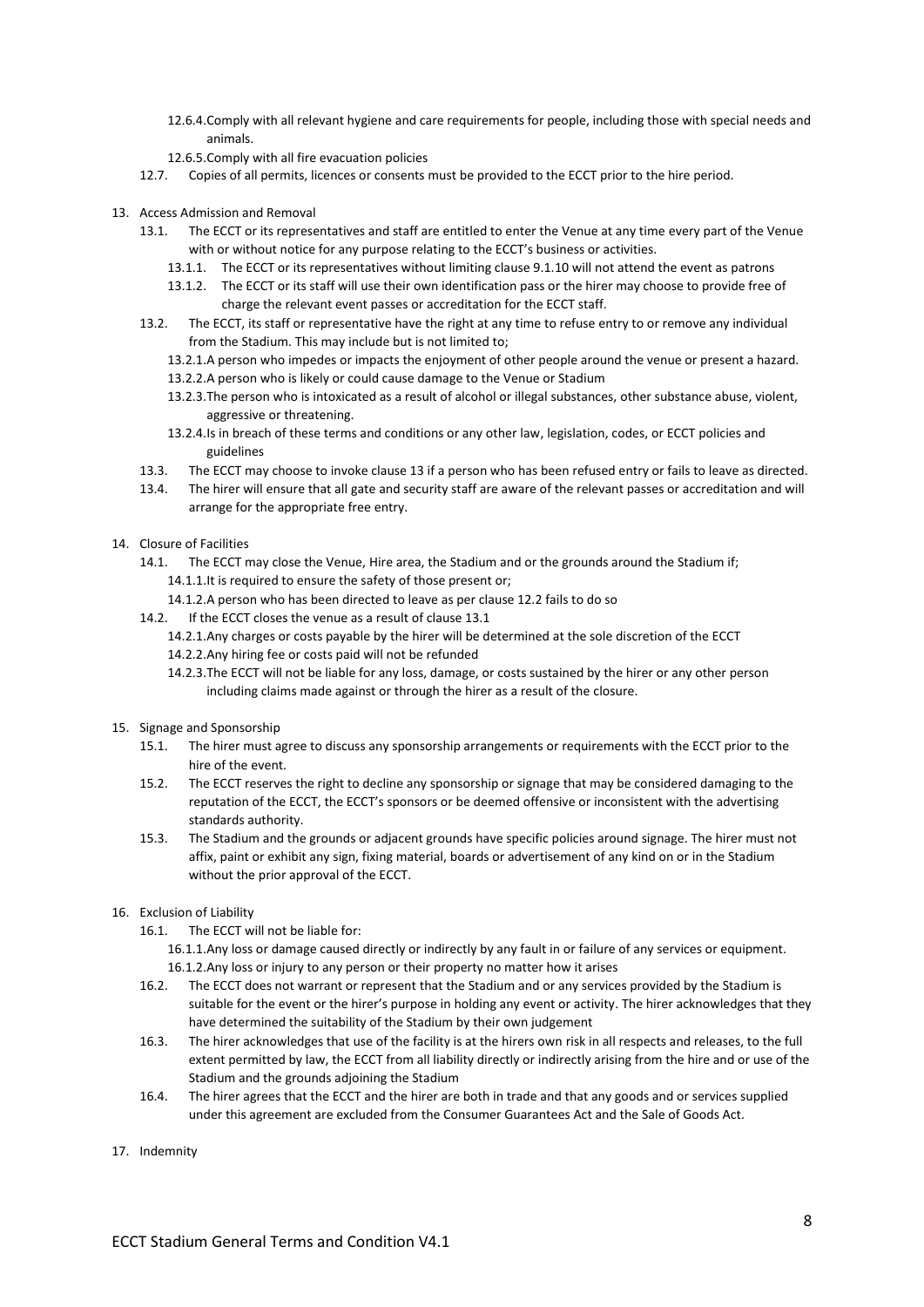12.6.4. Comply with all relevant hygiene and care requirements for people, including those with special needs and animals.

12.6.5. Comply with all fire evacuation policies

12.7. Copies of all permits, licences or consents must be provided to the ECCT prior to the hire period.

13. Access Admission and Removal

13.1. The ECCT or its representatives and staff are entitled to enter the Venue at any time every part of the Venue with or without notice for any purpose relating to the ECCT's business or activities.

13.1.1. The ECCT or its representatives without limiting clause 9.1.10 will not attend the event as patrons

13.1.2. The ECCT or its staff will use their own identification pass or the hirer may choose to provide free of charge the relevant event passes or accreditation for the ECCT staff.

13.2. The ECCT, its staff or representative have the right at any time to refuse entry to or remove any individual from the Stadium. This may include but is not limited to;

13.2.1. A person who impedes or impacts the enjoyment of other people around the venue or present a hazard.

13.2.2. A person who is likely or could cause damage to the Venue or Stadium

13.2.3. The person who is intoxicated as a result of alcohol or illegal substances, other substance abuse, violent, aggressive or threatening.

13.2.4. Is in breach of these terms and conditions or any other law, legislation, codes, or ECCT policies and guidelines

13.3. The ECCT may choose to invoke clause 13 if a person who has been refused entry or fails to leave as directed.

13.4. The hirer will ensure that all gate and security staff are aware of the relevant passes or accreditation and will arrange for the appropriate free entry.

14. Closure of Facilities

14.1. The ECCT may close the Venue, Hire area, the Stadium and or the grounds around the Stadium if;

14.1.1. It is required to ensure the safety of those present or;

14.1.2. A person who has been directed to leave as per clause 12.2 fails to do so

14.2. If the ECCT closes the venue as a result of clause 13.1

14.2.1. Any charges or costs payable by the hirer will be determined at the sole discretion of the ECCT

14.2.2. Any hiring fee or costs paid will not be refunded

14.2.3. The ECCT will not be liable for any loss, damage, or costs sustained by the hirer or any other person including claims made against or through the hirer as a result of the closure.

15. Signage and Sponsorship

15.1. The hirer must agree to discuss any sponsorship arrangements or requirements with the ECCT prior to the hire of the event.

15.2. The ECCT reserves the right to decline any sponsorship or signage that may be considered damaging to the reputation of the ECCT, the ECCT's sponsors or be deemed offensive or inconsistent with the advertising standards authority.

15.3. The Stadium and the grounds or adjacent grounds have specific policies around signage. The hirer must not affix, paint or exhibit any sign, fixing material, boards or advertisement of any kind on or in the Stadium without the prior approval of the ECCT.

16. Exclusion of Liability

16.1. The ECCT will not be liable for:

16.1.1. Any loss or damage caused directly or indirectly by any fault in or failure of any services or equipment.

16.1.2. Any loss or injury to any person or their property no matter how it arises

16.2. The ECCT does not warrant or represent that the Stadium and or any services provided by the Stadium is suitable for the event or the hirer's purpose in holding any event or activity. The hirer acknowledges that they have determined the suitability of the Stadium by their own judgement

16.3. The hirer acknowledges that use of the facility is at the hirers own risk in all respects and releases, to the full extent permitted by law, the ECCT from all liability directly or indirectly arising from the hire and or use of the Stadium and the grounds adjoining the Stadium

16.4. The hirer agrees that the ECCT and the hirer are both in trade and that any goods and or services supplied under this agreement are excluded from the Consumer Guarantees Act and the Sale of Goods Act.

17. Indemnity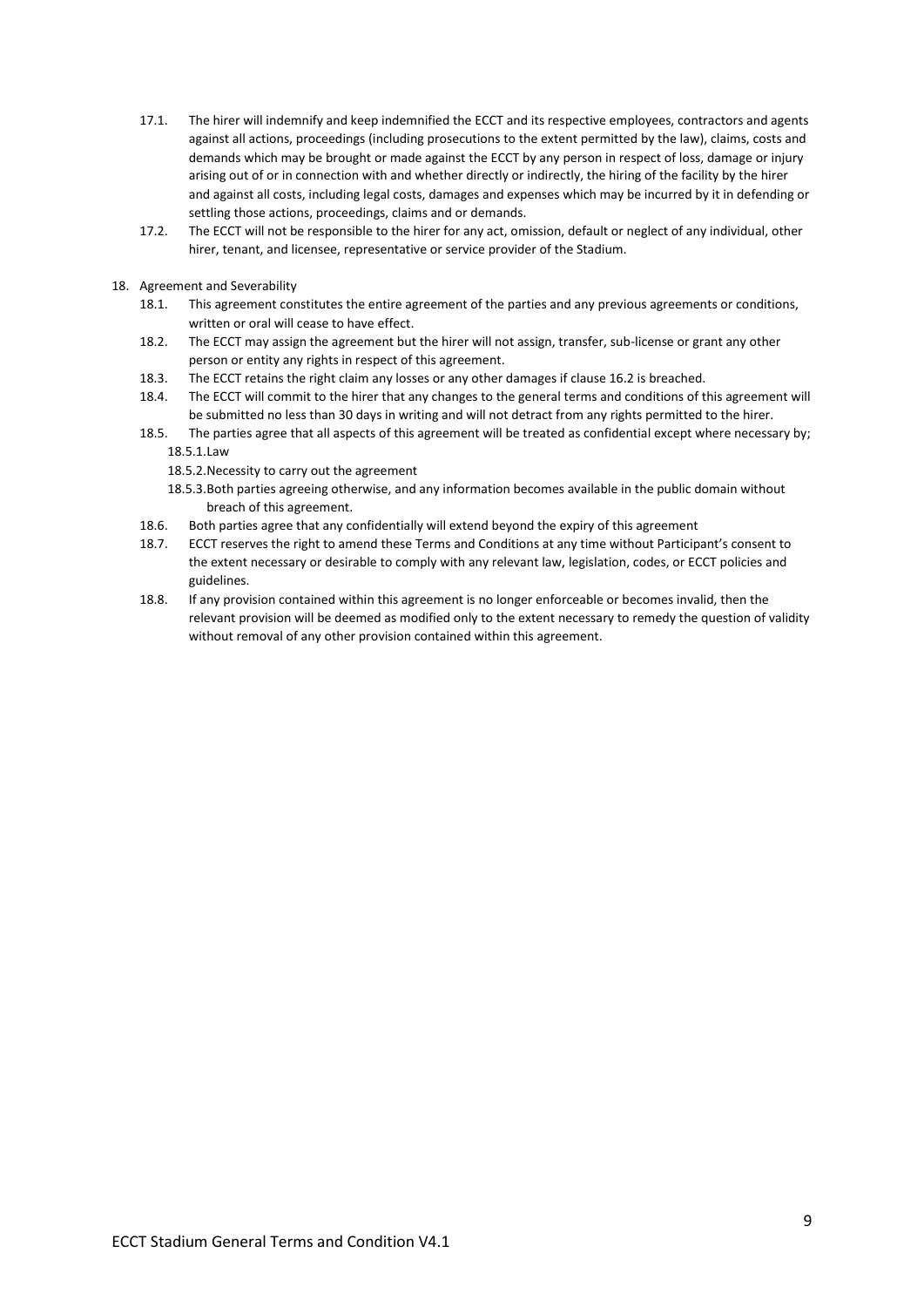17.1. The hirer will indemnify and keep indemnified the ECCT and its respective employees, contractors and agents against all actions, proceedings (including prosecutions to the extent permitted by the law), claims, costs and demands which may be brought or made against the ECCT by any person in respect of loss, damage or injury arising out of or in connection with and whether directly or indirectly, the hiring of the facility by the hirer and against all costs, including legal costs, damages and expenses which may be incurred by it in defending or settling those actions, proceedings, claims and or demands.

17.2. The ECCT will not be responsible to the hirer for any act, omission, default or neglect of any individual, other hirer, tenant, and licensee, representative or service provider of the Stadium.

18. Agreement and Severability

18.1. This agreement constitutes the entire agreement of the parties and any previous agreements or conditions, written or oral will cease to have effect.

18.2. The ECCT may assign the agreement but the hirer will not assign, transfer, sub-license or grant any other person or entity any rights in respect of this agreement.

18.3. The ECCT retains the right claim any losses or any other damages if clause 16.2 is breached.

18.4. The ECCT will commit to the hirer that any changes to the general terms and conditions of this agreement will be submitted no less than 30 days in writing and will not detract from any rights permitted to the hirer.

18.5. The parties agree that all aspects of this agreement will be treated as confidential except where necessary by;

18.5.1. Law

18.5.2. Necessity to carry out the agreement

18.5.3. Both parties agreeing otherwise, and any information becomes available in the public domain without breach of this agreement.

18.6. Both parties agree that any confidentially will extend beyond the expiry of this agreement

18.7. ECCT reserves the right to amend these Terms and Conditions at any time without Participant's consent to the extent necessary or desirable to comply with any relevant law, legislation, codes, or ECCT policies and guidelines.

18.8. If any provision contained within this agreement is no longer enforceable or becomes invalid, then the relevant provision will be deemed as modified only to the extent necessary to remedy the question of validity without removal of any other provision contained within this agreement.